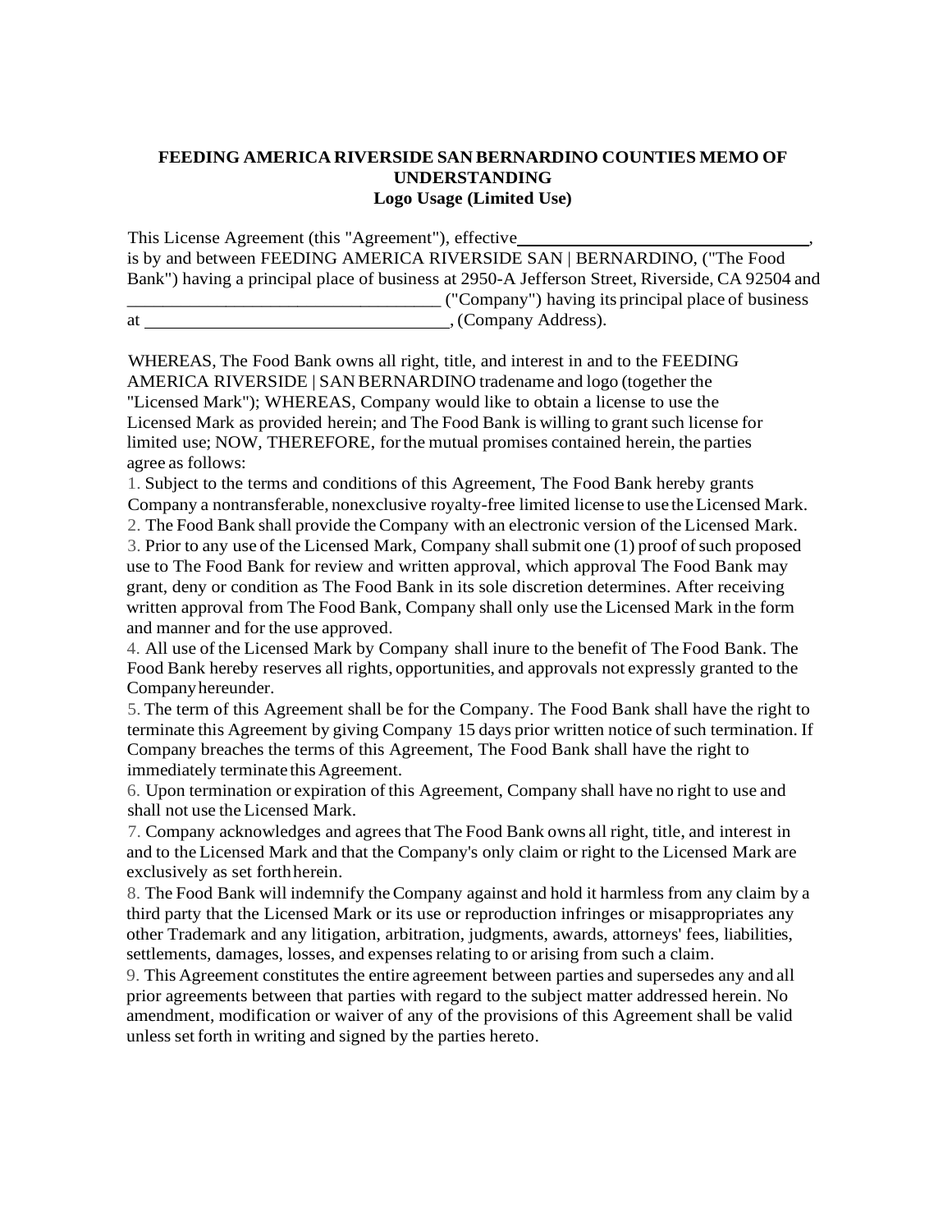**FEEDING AMERICA RIVERSIDE SAN BERNARDINO COUNTIES MEMO OF UNDERSTANDING**
**Logo Usage (Limited Use)**

This License Agreement (this "Agreement"), effective________________________________, is by and between FEEDING AMERICA RIVERSIDE SAN | BERNARDINO, ("The Food Bank") having a principal place of business at 2950-A Jefferson Street, Riverside, CA 92504 and __________________________________ ("Company") having its principal place of business at __________________________________, (Company Address).

WHEREAS, The Food Bank owns all right, title, and interest in and to the FEEDING AMERICA RIVERSIDE | SAN BERNARDINO tradename and logo (together the "Licensed Mark"); WHEREAS, Company would like to obtain a license to use the Licensed Mark as provided herein; and The Food Bank is willing to grant such license for limited use; NOW, THEREFORE, for the mutual promises contained herein, the parties agree as follows:

1. Subject to the terms and conditions of this Agreement, The Food Bank hereby grants Company a nontransferable, nonexclusive royalty-free limited license to use the Licensed Mark.
2. The Food Bank shall provide the Company with an electronic version of the Licensed Mark.
3. Prior to any use of the Licensed Mark, Company shall submit one (1) proof of such proposed use to The Food Bank for review and written approval, which approval The Food Bank may grant, deny or condition as The Food Bank in its sole discretion determines. After receiving written approval from The Food Bank, Company shall only use the Licensed Mark in the form and manner and for the use approved.
4. All use of the Licensed Mark by Company shall inure to the benefit of The Food Bank. The Food Bank hereby reserves all rights, opportunities, and approvals not expressly granted to the Company hereunder.
5. The term of this Agreement shall be for the Company. The Food Bank shall have the right to terminate this Agreement by giving Company 15 days prior written notice of such termination. If Company breaches the terms of this Agreement, The Food Bank shall have the right to immediately terminate this Agreement.
6. Upon termination or expiration of this Agreement, Company shall have no right to use and shall not use the Licensed Mark.
7. Company acknowledges and agrees that The Food Bank owns all right, title, and interest in and to the Licensed Mark and that the Company's only claim or right to the Licensed Mark are exclusively as set forth herein.
8. The Food Bank will indemnify the Company against and hold it harmless from any claim by a third party that the Licensed Mark or its use or reproduction infringes or misappropriates any other Trademark and any litigation, arbitration, judgments, awards, attorneys' fees, liabilities, settlements, damages, losses, and expenses relating to or arising from such a claim.
9. This Agreement constitutes the entire agreement between parties and supersedes any and all prior agreements between that parties with regard to the subject matter addressed herein. No amendment, modification or waiver of any of the provisions of this Agreement shall be valid unless set forth in writing and signed by the parties hereto.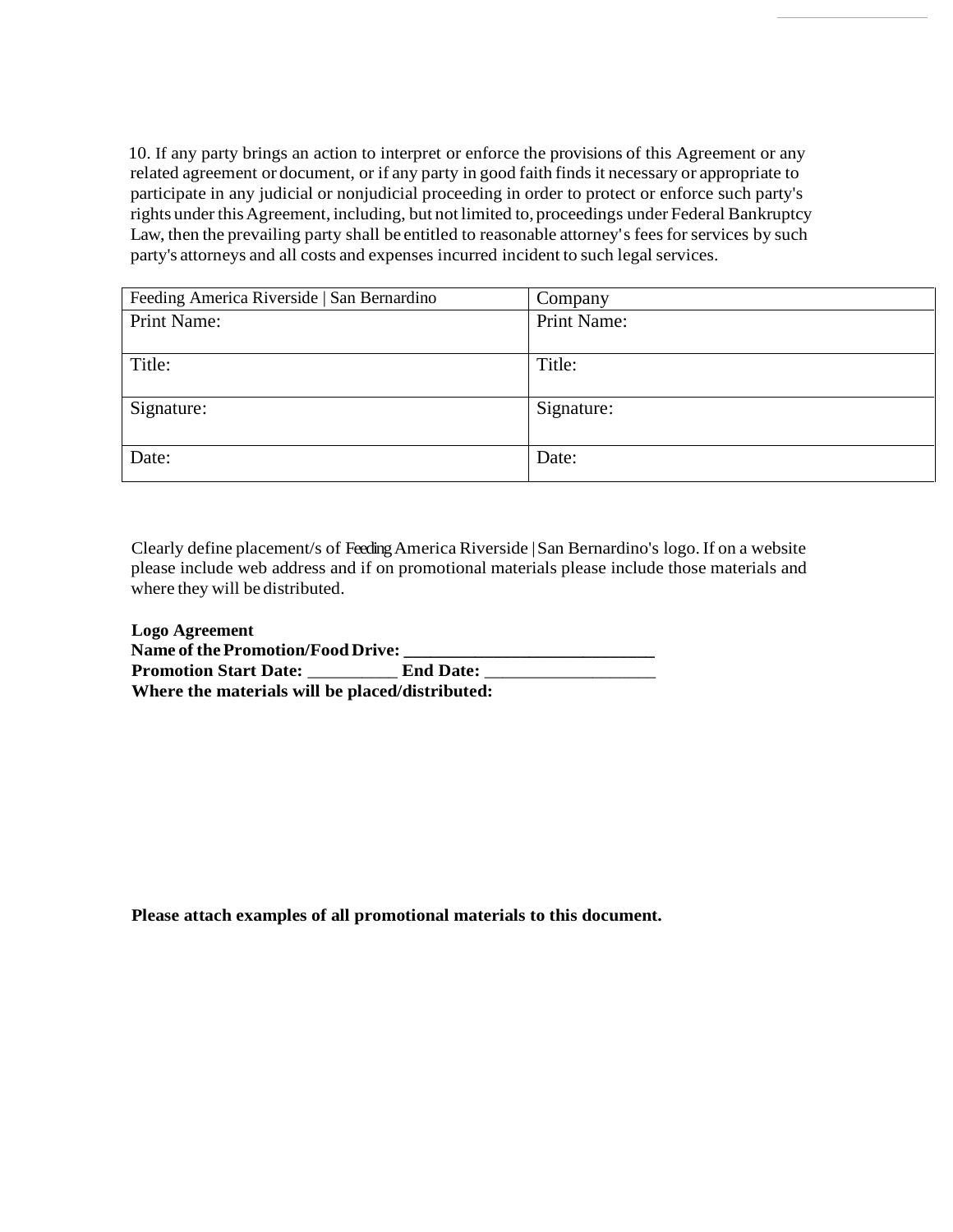10. If any party brings an action to interpret or enforce the provisions of this Agreement or any related agreement or document, or if any party in good faith finds it necessary or appropriate to participate in any judicial or nonjudicial proceeding in order to protect or enforce such party's rights under this Agreement, including, but not limited to, proceedings under Federal Bankruptcy Law, then the prevailing party shall be entitled to reasonable attorney's fees for services by such party's attorneys and all costs and expenses incurred incident to such legal services.

| Feeding America Riverside \| San Bernardino | Company |
|---|---|
| Print Name: | Print Name: |
| Title: | Title: |
| Signature: | Signature: |
| Date: | Date: |

Clearly define placement/s of Feeding America Riverside | San Bernardino's logo. If on a website please include web address and if on promotional materials please include those materials and where they will be distributed.

**Logo Agreement**
**Name of the Promotion/Food Drive: ______________________________**
**Promotion Start Date:** __________ **End Date:** ____________________
**Where the materials will be placed/distributed:**

**Please attach examples of all promotional materials to this document.**